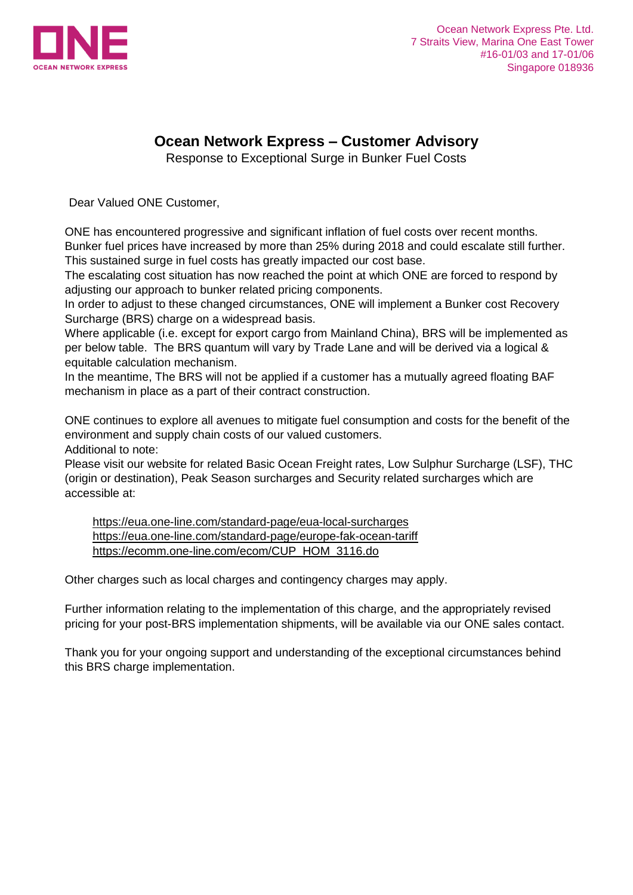Ocean Network Express Pte. Ltd.
7 Straits View, Marina One East Tower
#16-01/03 and 17-01/06
Singapore 018936

# Ocean Network Express – Customer Advisory

Response to Exceptional Surge in Bunker Fuel Costs

Dear Valued ONE Customer,

ONE has encountered progressive and significant inflation of fuel costs over recent months. Bunker fuel prices have increased by more than 25% during 2018 and could escalate still further. This sustained surge in fuel costs has greatly impacted our cost base.
The escalating cost situation has now reached the point at which ONE are forced to respond by adjusting our approach to bunker related pricing components.
In order to adjust to these changed circumstances, ONE will implement a Bunker cost Recovery Surcharge (BRS) charge on a widespread basis.
Where applicable (i.e. except for export cargo from Mainland China), BRS will be implemented as per below table. The BRS quantum will vary by Trade Lane and will be derived via a logical & equitable calculation mechanism.
In the meantime, The BRS will not be applied if a customer has a mutually agreed floating BAF mechanism in place as a part of their contract construction.

ONE continues to explore all avenues to mitigate fuel consumption and costs for the benefit of the environment and supply chain costs of our valued customers.
Additional to note:
Please visit our website for related Basic Ocean Freight rates, Low Sulphur Surcharge (LSF), THC (origin or destination), Peak Season surcharges and Security related surcharges which are accessible at:

https://eua.one-line.com/standard-page/eua-local-surcharges
https://eua.one-line.com/standard-page/europe-fak-ocean-tariff
https://ecomm.one-line.com/ecom/CUP_HOM_3116.do

Other charges such as local charges and contingency charges may apply.

Further information relating to the implementation of this charge, and the appropriately revised pricing for your post-BRS implementation shipments, will be available via our ONE sales contact.

Thank you for your ongoing support and understanding of the exceptional circumstances behind this BRS charge implementation.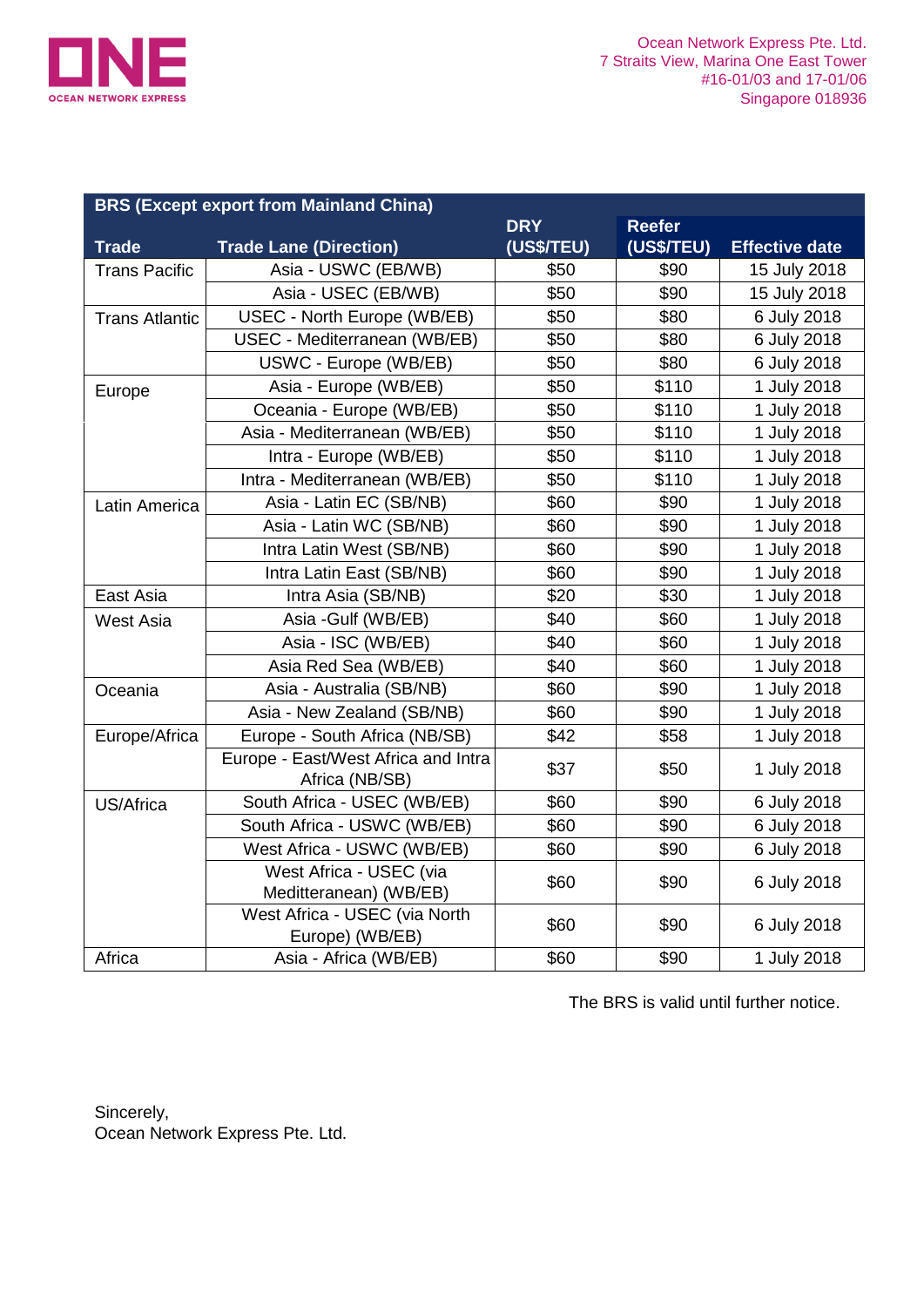Ocean Network Express Pte. Ltd.
7 Straits View, Marina One East Tower
#16-01/03 and 17-01/06
Singapore 018936

| BRS (Except export from Mainland China) | | | | |
|---|---|---|---|---|
| **Trade** | **Trade Lane (Direction)** | **DRY (US$/TEU)** | **Reefer (US$/TEU)** | **Effective date** |
| Trans Pacific | Asia - USWC (EB/WB) | $50 | $90 | 15 July 2018 |
| | Asia - USEC (EB/WB) | $50 | $90 | 15 July 2018 |
| Trans Atlantic | USEC - North Europe (WB/EB) | $50 | $80 | 6 July 2018 |
| | USEC - Mediterranean (WB/EB) | $50 | $80 | 6 July 2018 |
| | USWC - Europe (WB/EB) | $50 | $80 | 6 July 2018 |
| Europe | Asia - Europe (WB/EB) | $50 | $110 | 1 July 2018 |
| | Oceania - Europe (WB/EB) | $50 | $110 | 1 July 2018 |
| | Asia - Mediterranean (WB/EB) | $50 | $110 | 1 July 2018 |
| | Intra - Europe (WB/EB) | $50 | $110 | 1 July 2018 |
| | Intra - Mediterranean (WB/EB) | $50 | $110 | 1 July 2018 |
| Latin America | Asia - Latin EC (SB/NB) | $60 | $90 | 1 July 2018 |
| | Asia - Latin WC (SB/NB) | $60 | $90 | 1 July 2018 |
| | Intra Latin West (SB/NB) | $60 | $90 | 1 July 2018 |
| | Intra Latin East (SB/NB) | $60 | $90 | 1 July 2018 |
| East Asia | Intra Asia (SB/NB) | $20 | $30 | 1 July 2018 |
| West Asia | Asia -Gulf (WB/EB) | $40 | $60 | 1 July 2018 |
| | Asia - ISC (WB/EB) | $40 | $60 | 1 July 2018 |
| | Asia Red Sea (WB/EB) | $40 | $60 | 1 July 2018 |
| Oceania | Asia - Australia (SB/NB) | $60 | $90 | 1 July 2018 |
| | Asia - New Zealand (SB/NB) | $60 | $90 | 1 July 2018 |
| Europe/Africa | Europe - South Africa (NB/SB) | $42 | $58 | 1 July 2018 |
| | Europe - East/West Africa and Intra Africa (NB/SB) | $37 | $50 | 1 July 2018 |
| US/Africa | South Africa - USEC (WB/EB) | $60 | $90 | 6 July 2018 |
| | South Africa - USWC (WB/EB) | $60 | $90 | 6 July 2018 |
| | West Africa - USWC (WB/EB) | $60 | $90 | 6 July 2018 |
| | West Africa - USEC (via Meditteranean) (WB/EB) | $60 | $90 | 6 July 2018 |
| | West Africa - USEC (via North Europe) (WB/EB) | $60 | $90 | 6 July 2018 |
| Africa | Asia - Africa (WB/EB) | $60 | $90 | 1 July 2018 |

The BRS is valid until further notice.

Sincerely,
Ocean Network Express Pte. Ltd.